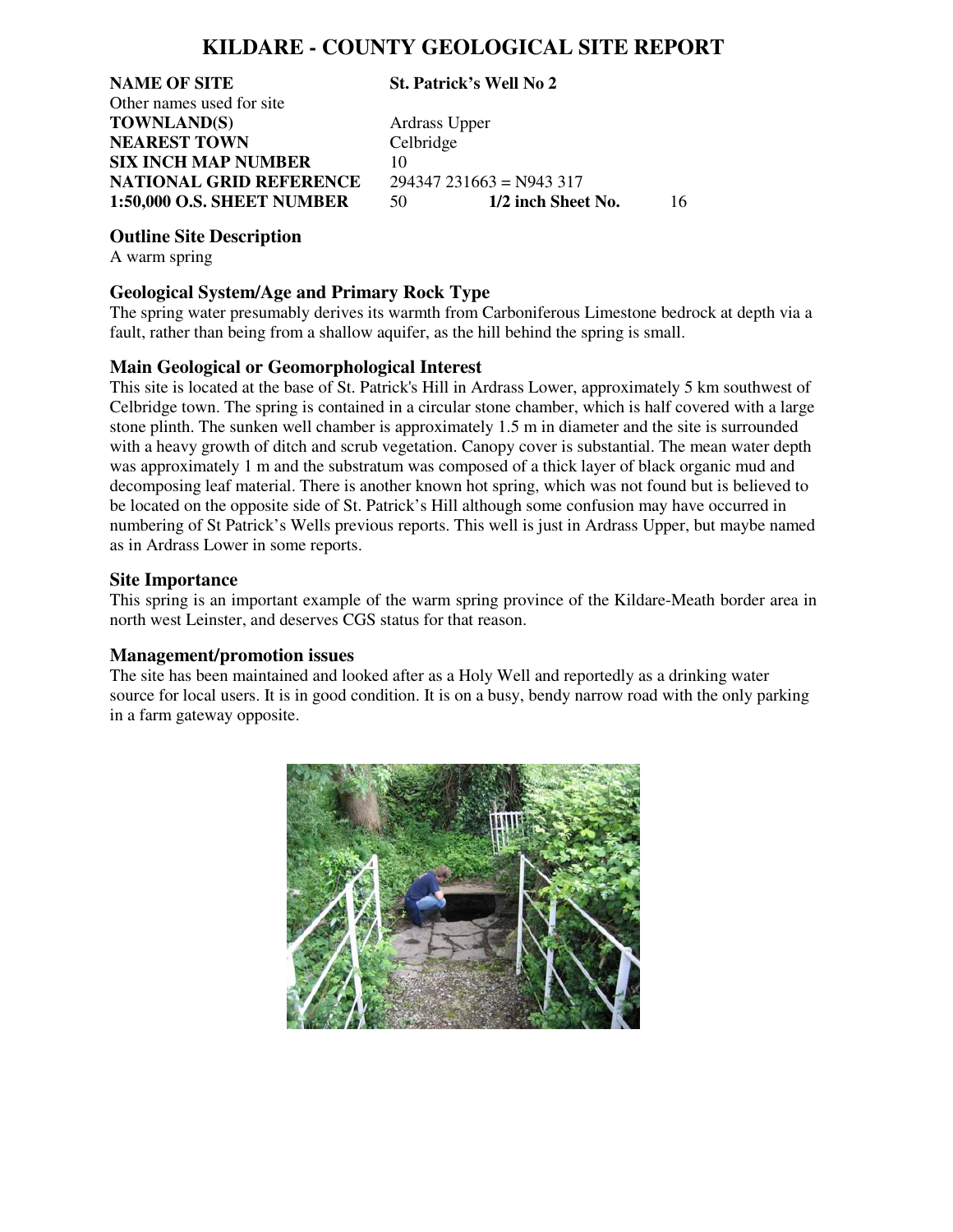# KILDARE - COUNTY GEOLOGICAL SITE REPORT

| | | | |
|---|---|---|---|
| **NAME OF SITE** | **St. Patrick's Well No 2** | | |
| Other names used for site | | | |
| **TOWNLAND(S)** | Ardrass Upper | | |
| **NEAREST TOWN** | Celbridge | | |
| **SIX INCH MAP NUMBER** | 10 | | |
| **NATIONAL GRID REFERENCE** | 294347 231663 = N943 317 | | |
| **1:50,000 O.S. SHEET NUMBER** | 50 | **1/2 inch Sheet No.** | 16 |

## Outline Site Description

A warm spring

## Geological System/Age and Primary Rock Type

The spring water presumably derives its warmth from Carboniferous Limestone bedrock at depth via a fault, rather than being from a shallow aquifer, as the hill behind the spring is small.

## Main Geological or Geomorphological Interest

This site is located at the base of St. Patrick's Hill in Ardrass Lower, approximately 5 km southwest of Celbridge town. The spring is contained in a circular stone chamber, which is half covered with a large stone plinth. The sunken well chamber is approximately 1.5 m in diameter and the site is surrounded with a heavy growth of ditch and scrub vegetation. Canopy cover is substantial. The mean water depth was approximately 1 m and the substratum was composed of a thick layer of black organic mud and decomposing leaf material. There is another known hot spring, which was not found but is believed to be located on the opposite side of St. Patrick's Hill although some confusion may have occurred in numbering of St Patrick's Wells previous reports. This well is just in Ardrass Upper, but maybe named as in Ardrass Lower in some reports.

## Site Importance

This spring is an important example of the warm spring province of the Kildare-Meath border area in north west Leinster, and deserves CGS status for that reason.

## Management/promotion issues

The site has been maintained and looked after as a Holy Well and reportedly as a drinking water source for local users. It is in good condition. It is on a busy, bendy narrow road with the only parking in a farm gateway opposite.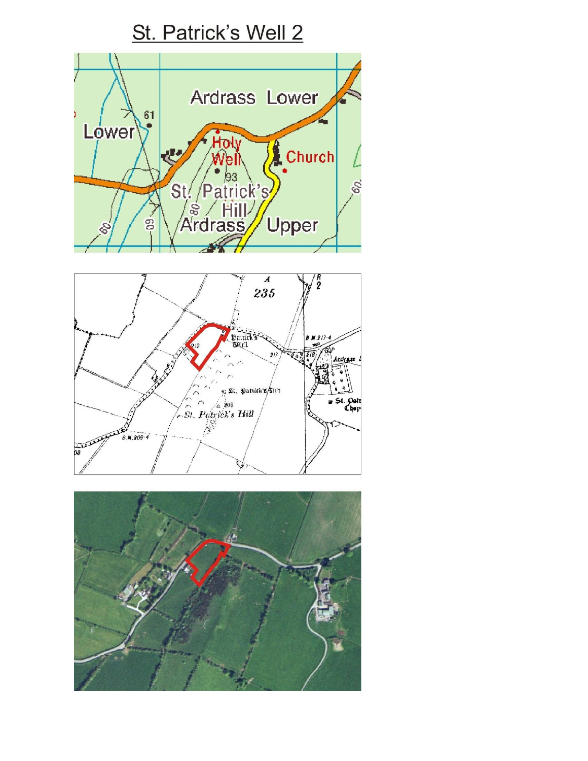# St. Patrick's Well 2

Ardrass Lower

Lower

61

Holy Well

Church

93

St. Patrick's Hill

80

60

60

Ardrass Upper

60

A

235

R 2

St. Patrick's Well

212

217

B.M. 217·4

318

Ardrass

St. Patrick's Well

308

St. Patrick's Hill

St. Patrick's Chapel

B.M. 209·4